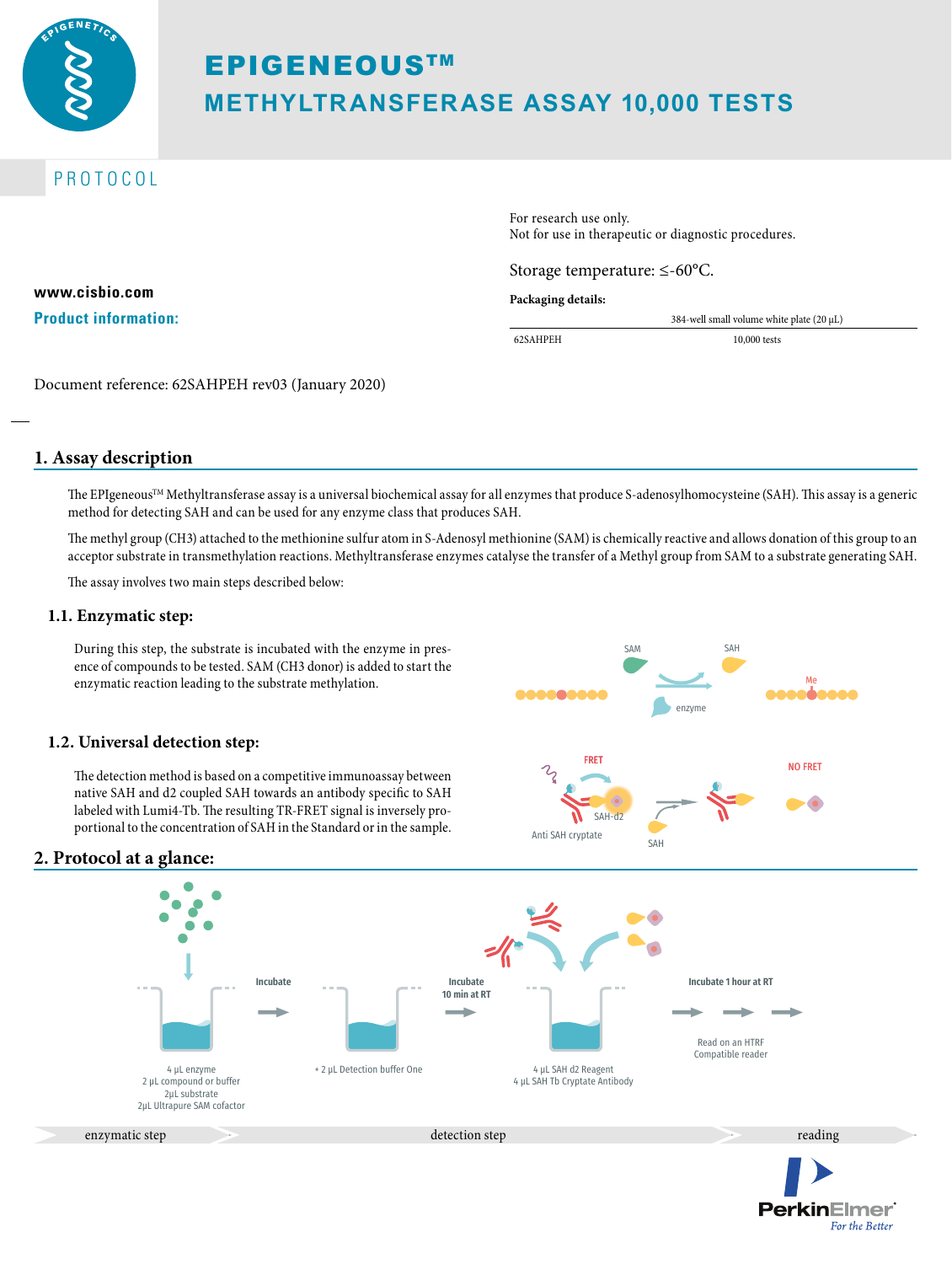# EPIGENEOUS™
## METHYLTRANSFERASE ASSAY 10,000 TESTS

PROTOCOL

For research use only.
Not for use in therapeutic or diagnostic procedures.

Storage temperature: ≤-60°C.

**www.cisbio.com**

**Product information:**

**Packaging details:**

| | 384-well small volume white plate (20 µL) |
|---|---|
| 62SAHPEH | 10,000 tests |

Document reference: 62SAHPEH rev03 (January 2020)

## 1. Assay description

The EPIgeneous™ Methyltransferase assay is a universal biochemical assay for all enzymes that produce S-adenosylhomocysteine (SAH). This assay is a generic method for detecting SAH and can be used for any enzyme class that produces SAH.

The methyl group (CH3) attached to the methionine sulfur atom in S-Adenosyl methionine (SAM) is chemically reactive and allows donation of this group to an acceptor substrate in transmethylation reactions. Methyltransferase enzymes catalyse the transfer of a Methyl group from SAM to a substrate generating SAH.

The assay involves two main steps described below:

### 1.1. Enzymatic step:

During this step, the substrate is incubated with the enzyme in presence of compounds to be tested. SAM (CH3 donor) is added to start the enzymatic reaction leading to the substrate methylation.

SAM → SAH (enzyme, Me)

### 1.2. Universal detection step:

The detection method is based on a competitive immunoassay between native SAH and d2 coupled SAH towards an antibody specific to SAH labeled with Lumi4-Tb. The resulting TR-FRET signal is inversely proportional to the concentration of SAH in the Standard or in the sample.

FRET — Anti SAH cryptate, SAH-d2 — SAH — NO FRET

## 2. Protocol at a glance:

| enzymatic step | | detection step | | reading |
|---|---|---|---|---|
| 4 µL enzyme<br>2 µL compound or buffer<br>2µL substrate<br>2µL Ultrapure SAM cofactor | Incubate → + 2 µL Detection buffer One | Incubate 10 min at RT → 4 µL SAH d2 Reagent<br>4 µL SAH Tb Cryptate Antibody | Incubate 1 hour at RT | Read on an HTRF Compatible reader |

PerkinElmer
For the Better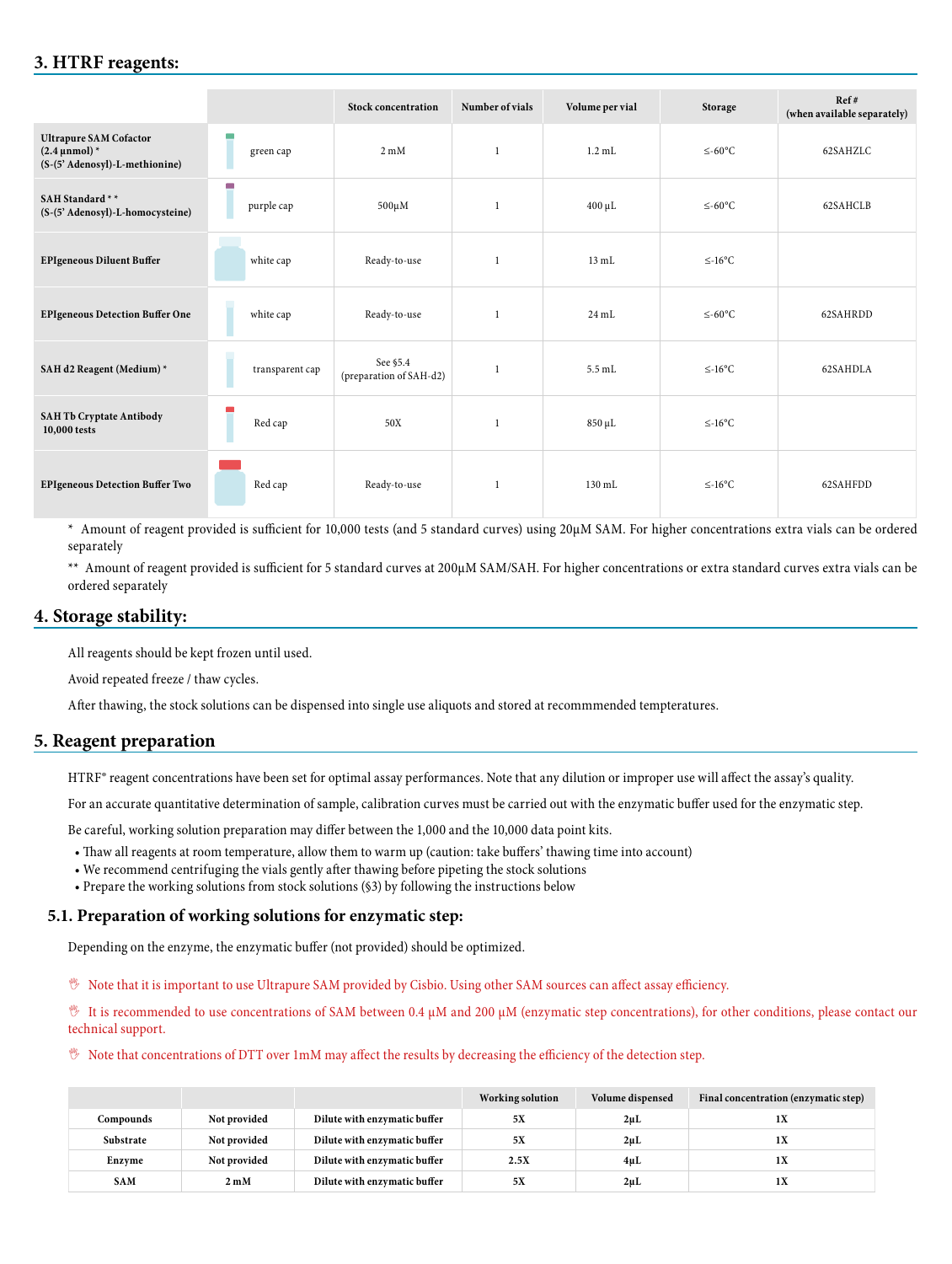## 3. HTRF reagents:

| | | Stock concentration | Number of vials | Volume per vial | Storage | Ref # (when available separately) |
|---|---|---|---|---|---|---|
| **Ultrapure SAM Cofactor (2.4 µmol) * (S-(5' Adenosyl)-L-methionine)** | green cap | 2 mM | 1 | 1.2 mL | ≤-60°C | 62SAHZLC |
| **SAH Standard * * (S-(5' Adenosyl)-L-homocysteine)** | purple cap | 500µM | 1 | 400 µL | ≤-60°C | 62SAHCLB |
| **EPIgeneous Diluent Buffer** | white cap | Ready-to-use | 1 | 13 mL | ≤-16°C | |
| **EPIgeneous Detection Buffer One** | white cap | Ready-to-use | 1 | 24 mL | ≤-60°C | 62SAHRDD |
| **SAH d2 Reagent (Medium) *** | transparent cap | See §5.4 (preparation of SAH-d2) | 1 | 5.5 mL | ≤-16°C | 62SAHDLA |
| **SAH Tb Cryptate Antibody 10,000 tests** | Red cap | 50X | 1 | 850 µL | ≤-16°C | |
| **EPIgeneous Detection Buffer Two** | Red cap | Ready-to-use | 1 | 130 mL | ≤-16°C | 62SAHFDD |

\* Amount of reagent provided is sufficient for 10,000 tests (and 5 standard curves) using 20µM SAM. For higher concentrations extra vials can be ordered separately

\*\* Amount of reagent provided is sufficient for 5 standard curves at 200µM SAM/SAH. For higher concentrations or extra standard curves extra vials can be ordered separately

## 4. Storage stability:

All reagents should be kept frozen until used.

Avoid repeated freeze / thaw cycles.

After thawing, the stock solutions can be dispensed into single use aliquots and stored at recommmended tempteratures.

## 5. Reagent preparation

HTRF® reagent concentrations have been set for optimal assay performances. Note that any dilution or improper use will affect the assay's quality.

For an accurate quantitative determination of sample, calibration curves must be carried out with the enzymatic buffer used for the enzymatic step.

Be careful, working solution preparation may differ between the 1,000 and the 10,000 data point kits.

- Thaw all reagents at room temperature, allow them to warm up (caution: take buffers' thawing time into account)
- We recommend centrifuging the vials gently after thawing before pipeting the stock solutions
- Prepare the working solutions from stock solutions (§3) by following the instructions below

### 5.1. Preparation of working solutions for enzymatic step:

Depending on the enzyme, the enzymatic buffer (not provided) should be optimized.

Note that it is important to use Ultrapure SAM provided by Cisbio. Using other SAM sources can affect assay efficiency.

It is recommended to use concentrations of SAM between 0.4 µM and 200 µM (enzymatic step concentrations), for other conditions, please contact our technical support.

Note that concentrations of DTT over 1mM may affect the results by decreasing the efficiency of the detection step.

| | | | Working solution | Volume dispensed | Final concentration (enzymatic step) |
|---|---|---|---|---|---|
| **Compounds** | **Not provided** | **Dilute with enzymatic buffer** | **5X** | **2µL** | **1X** |
| **Substrate** | **Not provided** | **Dilute with enzymatic buffer** | **5X** | **2µL** | **1X** |
| **Enzyme** | **Not provided** | **Dilute with enzymatic buffer** | **2.5X** | **4µL** | **1X** |
| **SAM** | **2 mM** | **Dilute with enzymatic buffer** | **5X** | **2µL** | **1X** |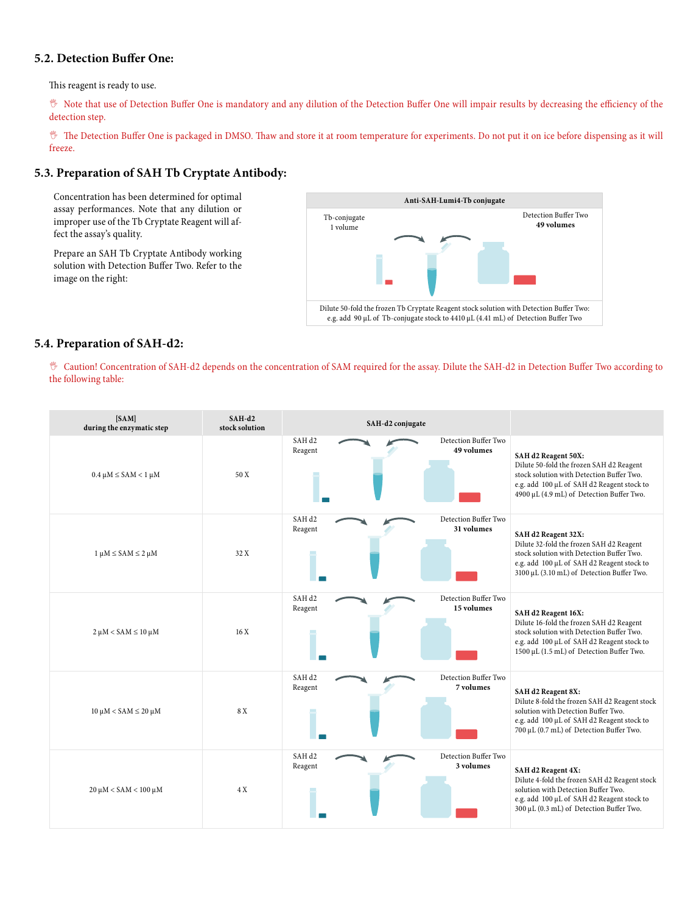## 5.2. Detection Buffer One:

This reagent is ready to use.

Note that use of Detection Buffer One is mandatory and any dilution of the Detection Buffer One will impair results by decreasing the efficiency of the detection step.

The Detection Buffer One is packaged in DMSO. Thaw and store it at room temperature for experiments. Do not put it on ice before dispensing as it will freeze.

## 5.3. Preparation of SAH Tb Cryptate Antibody:

Concentration has been determined for optimal assay performances. Note that any dilution or improper use of the Tb Cryptate Reagent will affect the assay's quality.

Prepare an SAH Tb Cryptate Antibody working solution with Detection Buffer Two. Refer to the image on the right:

| Anti-SAH-Lumi4-Tb conjugate | |
|---|---|
| Tb-conjugate 1 volume | Detection Buffer Two **49 volumes** |
| Dilute 50-fold the frozen Tb Cryptate Reagent stock solution with Detection Buffer Two: e.g. add 90 µL of Tb-conjugate stock to 4410 µL (4.41 mL) of Detection Buffer Two | |

## 5.4. Preparation of SAH-d2:

Caution! Concentration of SAH-d2 depends on the concentration of SAM required for the assay. Dilute the SAH-d2 in Detection Buffer Two according to the following table:

| [SAM] during the enzymatic step | SAH-d2 stock solution | SAH-d2 conjugate | |
|---|---|---|---|
| 0.4 µM ≤ SAM < 1 µM | 50 X | SAH d2 Reagent + Detection Buffer Two **49 volumes** | **SAH d2 Reagent 50X:** Dilute 50-fold the frozen SAH d2 Reagent stock solution with Detection Buffer Two. e.g. add 100 µL of SAH d2 Reagent stock to 4900 µL (4.9 mL) of Detection Buffer Two. |
| 1 µM ≤ SAM ≤ 2 µM | 32 X | SAH d2 Reagent + Detection Buffer Two **31 volumes** | **SAH d2 Reagent 32X:** Dilute 32-fold the frozen SAH d2 Reagent stock solution with Detection Buffer Two. e.g. add 100 µL of SAH d2 Reagent stock to 3100 µL (3.10 mL) of Detection Buffer Two. |
| 2 µM < SAM ≤ 10 µM | 16 X | SAH d2 Reagent + Detection Buffer Two **15 volumes** | **SAH d2 Reagent 16X:** Dilute 16-fold the frozen SAH d2 Reagent stock solution with Detection Buffer Two. e.g. add 100 µL of SAH d2 Reagent stock to 1500 µL (1.5 mL) of Detection Buffer Two. |
| 10 µM < SAM ≤ 20 µM | 8 X | SAH d2 Reagent + Detection Buffer Two **7 volumes** | **SAH d2 Reagent 8X:** Dilute 8-fold the frozen SAH d2 Reagent stock solution with Detection Buffer Two. e.g. add 100 µL of SAH d2 Reagent stock to 700 µL (0.7 mL) of Detection Buffer Two. |
| 20 µM < SAM < 100 µM | 4 X | SAH d2 Reagent + Detection Buffer Two **3 volumes** | **SAH d2 Reagent 4X:** Dilute 4-fold the frozen SAH d2 Reagent stock solution with Detection Buffer Two. e.g. add 100 µL of SAH d2 Reagent stock to 300 µL (0.3 mL) of Detection Buffer Two. |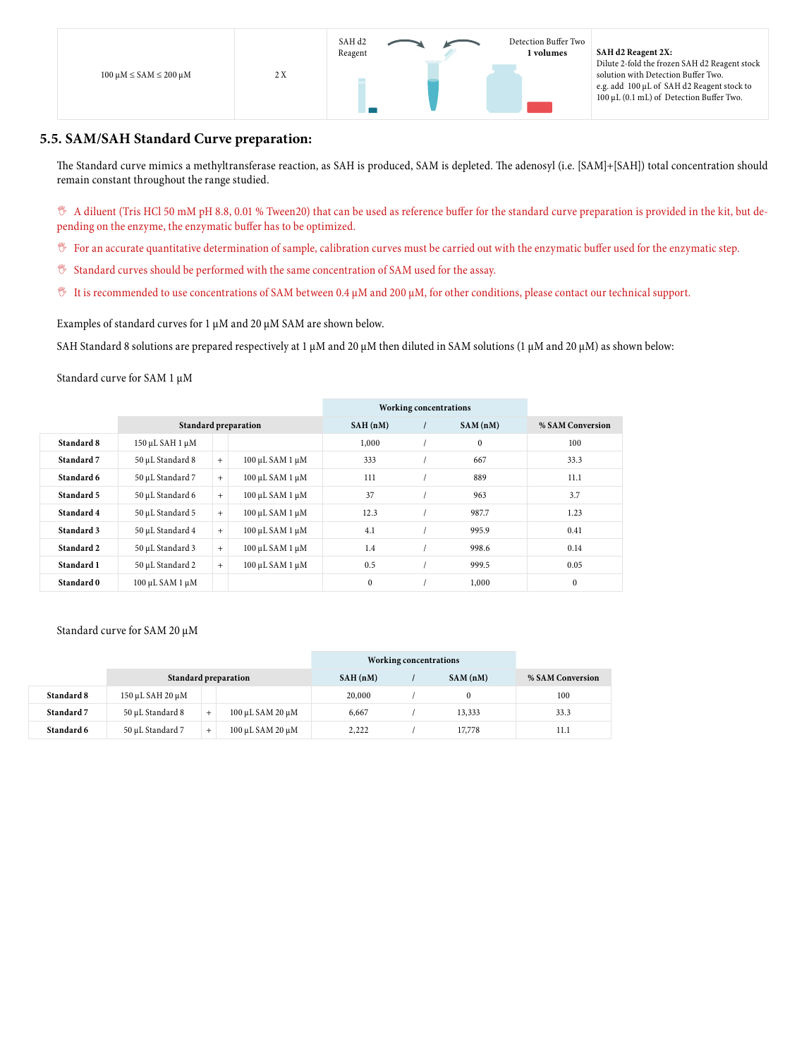| 100 µM ≤ SAM ≤ 200 µM | 2 X | SAH d2 Reagent → Detection Buffer Two 1 volumes | **SAH d2 Reagent 2X:** Dilute 2-fold the frozen SAH d2 Reagent stock solution with Detection Buffer Two. e.g. add 100 µL of SAH d2 Reagent stock to 100 µL (0.1 mL) of Detection Buffer Two. |
|---|---|---|---|

## 5.5. SAM/SAH Standard Curve preparation:

The Standard curve mimics a methyltransferase reaction, as SAH is produced, SAM is depleted. The adenosyl (i.e. [SAM]+[SAH]) total concentration should remain constant throughout the range studied.

- A diluent (Tris HCl 50 mM pH 8.8, 0.01 % Tween20) that can be used as reference buffer for the standard curve preparation is provided in the kit, but depending on the enzyme, the enzymatic buffer has to be optimized.
- For an accurate quantitative determination of sample, calibration curves must be carried out with the enzymatic buffer used for the enzymatic step.
- Standard curves should be performed with the same concentration of SAM used for the assay.
- It is recommended to use concentrations of SAM between 0.4 µM and 200 µM, for other conditions, please contact our technical support.

Examples of standard curves for 1 µM and 20 µM SAM are shown below.

SAH Standard 8 solutions are prepared respectively at 1 µM and 20 µM then diluted in SAM solutions (1 µM and 20 µM) as shown below:

Standard curve for SAM 1 µM

| | Standard preparation | | | Working concentrations SAH (nM) | / | SAM (nM) | % SAM Conversion |
|---|---|---|---|---|---|---|---|
| **Standard 8** | 150 µL SAH 1 µM | | | 1,000 | / | 0 | 100 |
| **Standard 7** | 50 µL Standard 8 | + | 100 µL SAM 1 µM | 333 | / | 667 | 33.3 |
| **Standard 6** | 50 µL Standard 7 | + | 100 µL SAM 1 µM | 111 | / | 889 | 11.1 |
| **Standard 5** | 50 µL Standard 6 | + | 100 µL SAM 1 µM | 37 | / | 963 | 3.7 |
| **Standard 4** | 50 µL Standard 5 | + | 100 µL SAM 1 µM | 12.3 | / | 987.7 | 1.23 |
| **Standard 3** | 50 µL Standard 4 | + | 100 µL SAM 1 µM | 4.1 | / | 995.9 | 0.41 |
| **Standard 2** | 50 µL Standard 3 | + | 100 µL SAM 1 µM | 1.4 | / | 998.6 | 0.14 |
| **Standard 1** | 50 µL Standard 2 | + | 100 µL SAM 1 µM | 0.5 | / | 999.5 | 0.05 |
| **Standard 0** | 100 µL SAM 1 µM | | | 0 | / | 1,000 | 0 |

Standard curve for SAM 20 µM

| | Standard preparation | | | Working concentrations SAH (nM) | / | SAM (nM) | % SAM Conversion |
|---|---|---|---|---|---|---|---|
| **Standard 8** | 150 µL SAH 20 µM | | | 20,000 | / | 0 | 100 |
| **Standard 7** | 50 µL Standard 8 | + | 100 µL SAM 20 µM | 6,667 | / | 13,333 | 33.3 |
| **Standard 6** | 50 µL Standard 7 | + | 100 µL SAM 20 µM | 2,222 | / | 17,778 | 11.1 |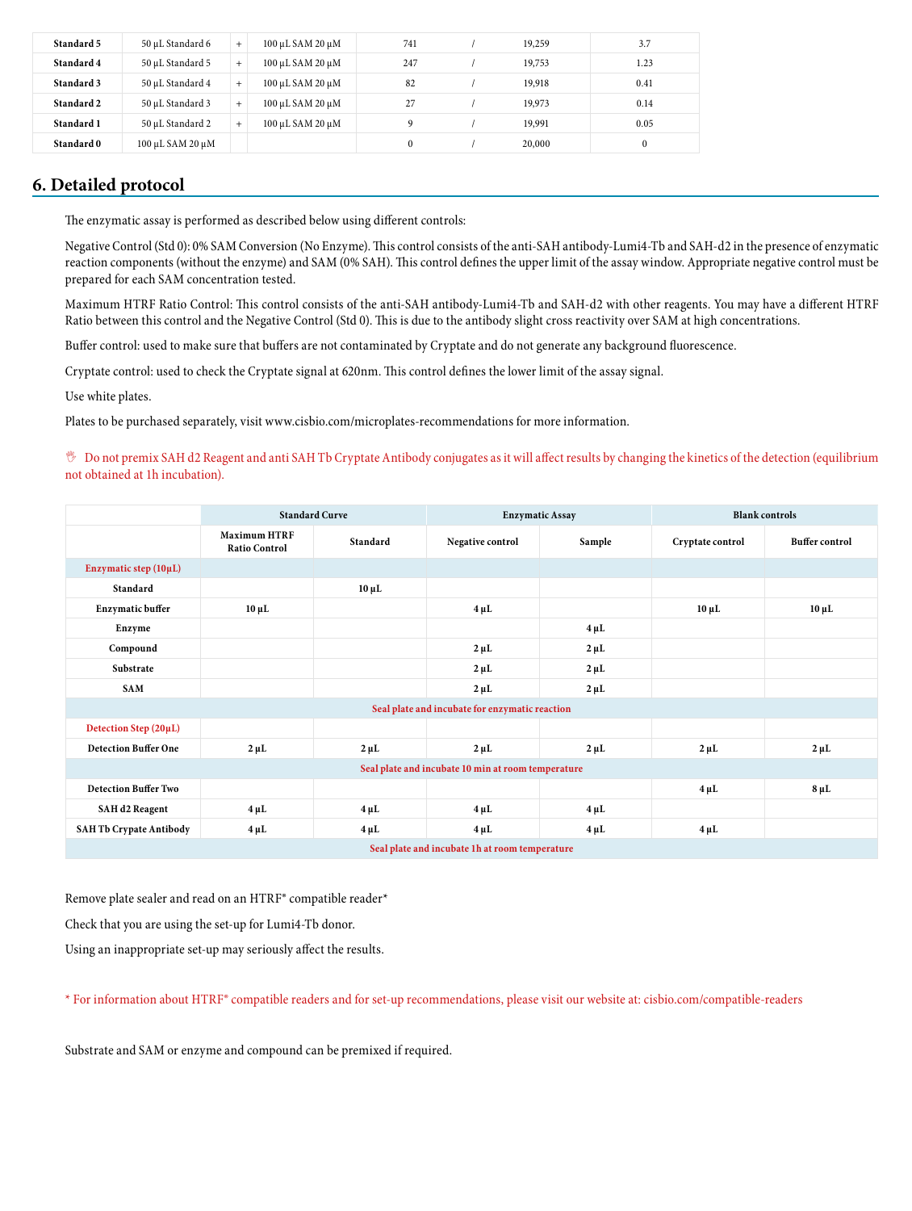| | | | | | | | |
|---|---|---|---|---|---|---|---|
| **Standard 5** | 50 µL Standard 6 | + | 100 µL SAM 20 µM | 741 | / | 19,259 | 3.7 |
| **Standard 4** | 50 µL Standard 5 | + | 100 µL SAM 20 µM | 247 | / | 19,753 | 1.23 |
| **Standard 3** | 50 µL Standard 4 | + | 100 µL SAM 20 µM | 82 | / | 19,918 | 0.41 |
| **Standard 2** | 50 µL Standard 3 | + | 100 µL SAM 20 µM | 27 | / | 19,973 | 0.14 |
| **Standard 1** | 50 µL Standard 2 | + | 100 µL SAM 20 µM | 9 | / | 19,991 | 0.05 |
| **Standard 0** | 100 µL SAM 20 µM | | | 0 | / | 20,000 | 0 |

## 6. Detailed protocol

The enzymatic assay is performed as described below using different controls:

Negative Control (Std 0): 0% SAM Conversion (No Enzyme). This control consists of the anti-SAH antibody-Lumi4-Tb and SAH-d2 in the presence of enzymatic reaction components (without the enzyme) and SAM (0% SAH). This control defines the upper limit of the assay window. Appropriate negative control must be prepared for each SAM concentration tested.

Maximum HTRF Ratio Control: This control consists of the anti-SAH antibody-Lumi4-Tb and SAH-d2 with other reagents. You may have a different HTRF Ratio between this control and the Negative Control (Std 0). This is due to the antibody slight cross reactivity over SAM at high concentrations.

Buffer control: used to make sure that buffers are not contaminated by Cryptate and do not generate any background fluorescence.

Cryptate control: used to check the Cryptate signal at 620nm. This control defines the lower limit of the assay signal.

Use white plates.

Plates to be purchased separately, visit www.cisbio.com/microplates-recommendations for more information.

Do not premix SAH d2 Reagent and anti SAH Tb Cryptate Antibody conjugates as it will affect results by changing the kinetics of the detection (equilibrium not obtained at 1h incubation).

| | Standard Curve | | Enzymatic Assay | | Blank controls | |
|---|---|---|---|---|---|---|
| | **Maximum HTRF Ratio Control** | **Standard** | **Negative control** | **Sample** | **Cryptate control** | **Buffer control** |
| **Enzymatic step (10µL)** | | | | | | |
| **Standard** | | 10 µL | | | | |
| **Enzymatic buffer** | 10 µL | | 4 µL | | 10 µL | 10 µL |
| **Enzyme** | | | | 4 µL | | |
| **Compound** | | | 2 µL | 2 µL | | |
| **Substrate** | | | 2 µL | 2 µL | | |
| **SAM** | | | 2 µL | 2 µL | | |
| **Seal plate and incubate for enzymatic reaction** | | | | | | |
| **Detection Step (20µL)** | | | | | | |
| **Detection Buffer One** | 2 µL | 2 µL | 2 µL | 2 µL | 2 µL | 2 µL |
| **Seal plate and incubate 10 min at room temperature** | | | | | | |
| **Detection Buffer Two** | | | | | 4 µL | 8 µL |
| **SAH d2 Reagent** | 4 µL | 4 µL | 4 µL | 4 µL | | |
| **SAH Tb Crypate Antibody** | 4 µL | 4 µL | 4 µL | 4 µL | 4 µL | |
| **Seal plate and incubate 1h at room temperature** | | | | | | |

Remove plate sealer and read on an HTRF® compatible reader*

Check that you are using the set-up for Lumi4-Tb donor.

Using an inappropriate set-up may seriously affect the results.

* For information about HTRF® compatible readers and for set-up recommendations, please visit our website at: cisbio.com/compatible-readers

Substrate and SAM or enzyme and compound can be premixed if required.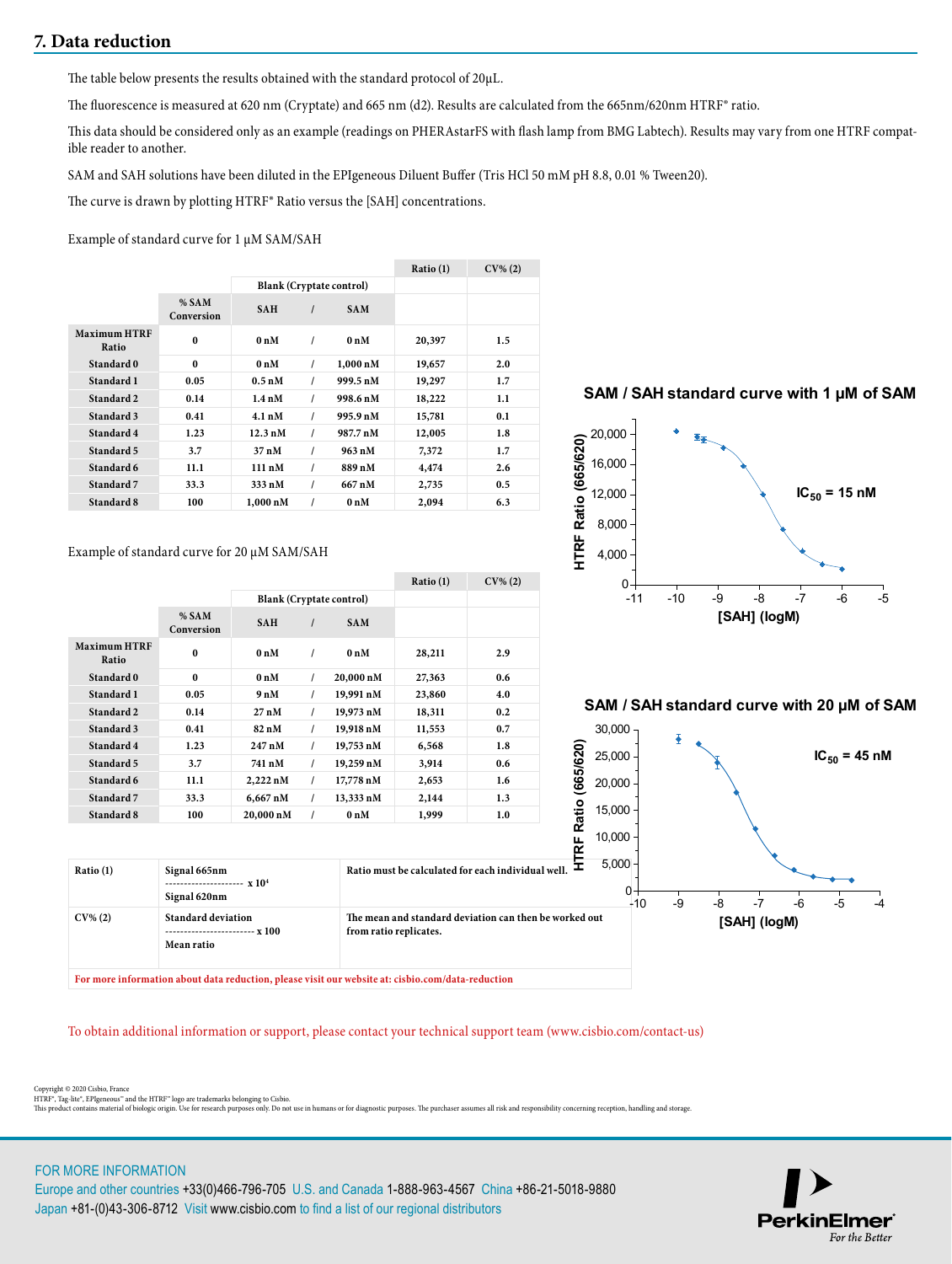## 7. Data reduction

The table below presents the results obtained with the standard protocol of 20µL.

The fluorescence is measured at 620 nm (Cryptate) and 665 nm (d2). Results are calculated from the 665nm/620nm HTRF® ratio.

This data should be considered only as an example (readings on PHERAstarFS with flash lamp from BMG Labtech). Results may vary from one HTRF compatible reader to another.

SAM and SAH solutions have been diluted in the EPIgeneous Diluent Buffer (Tris HCl 50 mM pH 8.8, 0.01 % Tween20).

The curve is drawn by plotting HTRF® Ratio versus the [SAH] concentrations.

Example of standard curve for 1 µM SAM/SAH

| | % SAM Conversion | Blank (Cryptate control) SAH | / | SAM | Ratio (1) | CV% (2) |
|---|---|---|---|---|---|---|
| Maximum HTRF Ratio | 0 | 0 nM | / | 0 nM | 20,397 | 1.5 |
| Standard 0 | 0 | 0 nM | / | 1,000 nM | 19,657 | 2.0 |
| Standard 1 | 0.05 | 0.5 nM | / | 999.5 nM | 19,297 | 1.7 |
| Standard 2 | 0.14 | 1.4 nM | / | 998.6 nM | 18,222 | 1.1 |
| Standard 3 | 0.41 | 4.1 nM | / | 995.9 nM | 15,781 | 0.1 |
| Standard 4 | 1.23 | 12.3 nM | / | 987.7 nM | 12,005 | 1.8 |
| Standard 5 | 3.7 | 37 nM | / | 963 nM | 7,372 | 1.7 |
| Standard 6 | 11.1 | 111 nM | / | 889 nM | 4,474 | 2.6 |
| Standard 7 | 33.3 | 333 nM | / | 667 nM | 2,735 | 0.5 |
| Standard 8 | 100 | 1,000 nM | / | 0 nM | 2,094 | 6.3 |

SAM / SAH standard curve with 1 µM of SAM

HTRF Ratio (665/620)

20,000
16,000
12,000
8,000
4,000
0

-11 -10 -9 -8 -7 -6 -5

[SAH] (logM)

$IC_{50}$ = 15 nM

Example of standard curve for 20 µM SAM/SAH

| | % SAM Conversion | Blank (Cryptate control) SAH | / | SAM | Ratio (1) | CV% (2) |
|---|---|---|---|---|---|---|
| Maximum HTRF Ratio | 0 | 0 nM | / | 0 nM | 28,211 | 2.9 |
| Standard 0 | 0 | 0 nM | / | 20,000 nM | 27,363 | 0.6 |
| Standard 1 | 0.05 | 9 nM | / | 19,991 nM | 23,860 | 4.0 |
| Standard 2 | 0.14 | 27 nM | / | 19,973 nM | 18,311 | 0.2 |
| Standard 3 | 0.41 | 82 nM | / | 19,918 nM | 11,553 | 0.7 |
| Standard 4 | 1.23 | 247 nM | / | 19,753 nM | 6,568 | 1.8 |
| Standard 5 | 3.7 | 741 nM | / | 19,259 nM | 3,914 | 0.6 |
| Standard 6 | 11.1 | 2,222 nM | / | 17,778 nM | 2,653 | 1.6 |
| Standard 7 | 33.3 | 6,667 nM | / | 13,333 nM | 2,144 | 1.3 |
| Standard 8 | 100 | 20,000 nM | / | 0 nM | 1,999 | 1.0 |

SAM / SAH standard curve with 20 µM of SAM

HTRF Ratio (665/620)

30,000
25,000
20,000
15,000
10,000
5,000
0

-10 -9 -8 -7 -6 -5 -4

[SAH] (logM)

$IC_{50}$ = 45 nM

| | | |
|---|---|---|
| Ratio (1) | $\frac{\text{Signal 665nm}}{\text{Signal 620nm}} \times 10^4$ | Ratio must be calculated for each individual well. |
| CV% (2) | $\frac{\text{Standard deviation}}{\text{Mean ratio}} \times 100$ | The mean and standard deviation can then be worked out from ratio replicates. |

For more information about data reduction, please visit our website at: cisbio.com/data-reduction

To obtain additional information or support, please contact your technical support team (www.cisbio.com/contact-us)

Copyright © 2020 Cisbio, France
HTRF®, Tag-lite®, EPIgeneous™ and the HTRF® logo are trademarks belonging to Cisbio.
This product contains material of biologic origin. Use for research purposes only. Do not use in humans or for diagnostic purposes. The purchaser assumes all risk and responsibility concerning reception, handling and storage.

FOR MORE INFORMATION
Europe and other countries +33(0)466-796-705 U.S. and Canada 1-888-963-4567 China +86-21-5018-9880
Japan +81-(0)43-306-8712 Visit www.cisbio.com to find a list of our regional distributors

PerkinElmer®
For the Better